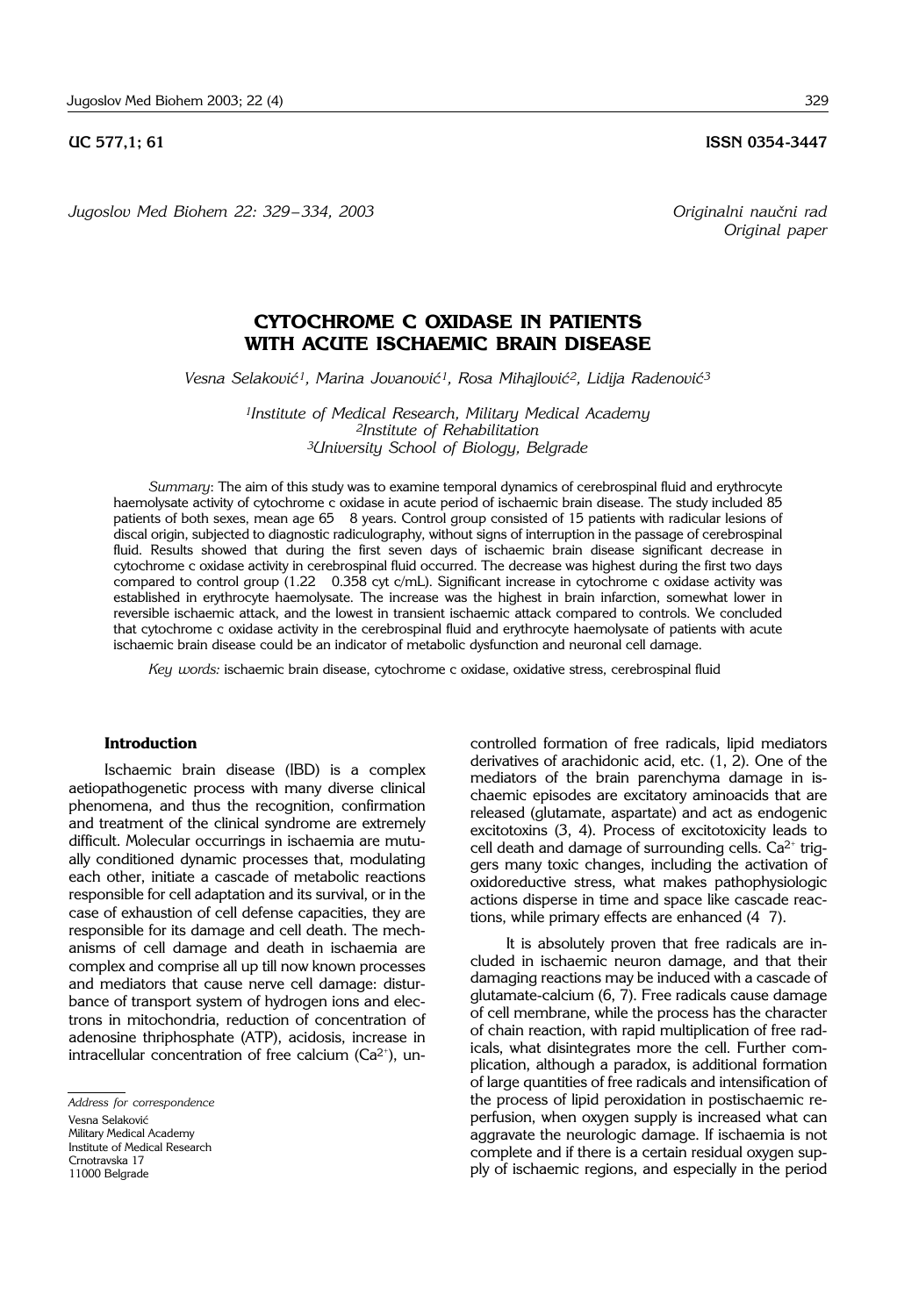UC 577,1; 61 ISSN 0354-3447

*Jugoslov Med Biohem 22: 329–334, 2003*

*Originalni naučni rad*
*Original paper*

# CYTOCHROME C OXIDASE IN PATIENTS WITH ACUTE ISCHAEMIC BRAIN DISEASE

*Vesna Selaković[1], Marina Jovanović[1], Rosa Mihajlović[2], Lidija Radenović[3]*

*[1]Institute of Medical Research, Military Medical Academy*
*[2]Institute of Rehabilitation*
*[3]University School of Biology, Belgrade*

*Summary*: The aim of this study was to examine temporal dynamics of cerebrospinal fluid and erythrocyte haemolysate activity of cytochrome c oxidase in acute period of ischaemic brain disease. The study included 85 patients of both sexes, mean age 65 8 years. Control group consisted of 15 patients with radicular lesions of discal origin, subjected to diagnostic radiculography, without signs of interruption in the passage of cerebrospinal fluid. Results showed that during the first seven days of ischaemic brain disease significant decrease in cytochrome c oxidase activity in cerebrospinal fluid occurred. The decrease was highest during the first two days compared to control group (1.22 0.358 cyt c/mL). Significant increase in cytochrome c oxidase activity was established in erythrocyte haemolysate. The increase was the highest in brain infarction, somewhat lower in reversible ischaemic attack, and the lowest in transient ischaemic attack compared to controls. We concluded that cytochrome c oxidase activity in the cerebrospinal fluid and erythrocyte haemolysate of patients with acute ischaemic brain disease could be an indicator of metabolic dysfunction and neuronal cell damage.

*Key words:* ischaemic brain disease, cytochrome c oxidase, oxidative stress, cerebrospinal fluid

## Introduction

Ischaemic brain disease (IBD) is a complex aetiopathogenetic process with many diverse clinical phenomena, and thus the recognition, confirmation and treatment of the clinical syndrome are extremely difficult. Molecular occurrings in ischaemia are mutually conditioned dynamic processes that, modulating each other, initiate a cascade of metabolic reactions responsible for cell adaptation and its survival, or in the case of exhaustion of cell defense capacities, they are responsible for its damage and cell death. The mechanisms of cell damage and death in ischaemia are complex and comprise all up till now known processes and mediators that cause nerve cell damage: disturbance of transport system of hydrogen ions and electrons in mitochondria, reduction of concentration of adenosine thriphosphate (ATP), acidosis, increase in intracellular concentration of free calcium ($Ca^{2+}$), uncontrolled formation of free radicals, lipid mediators derivatives of arachidonic acid, etc. (1, 2). One of the mediators of the brain parenchyma damage in ischaemic episodes are excitatory aminoacids that are released (glutamate, aspartate) and act as endogenic excitotoxins (3, 4). Process of excitotoxicity leads to cell death and damage of surrounding cells. $Ca^{2+}$ triggers many toxic changes, including the activation of oxidoreductive stress, what makes pathophysiologic actions disperse in time and space like cascade reactions, while primary effects are enhanced (4 7).

It is absolutely proven that free radicals are included in ischaemic neuron damage, and that their damaging reactions may be induced with a cascade of glutamate-calcium (6, 7). Free radicals cause damage of cell membrane, while the process has the character of chain reaction, with rapid multiplication of free radicals, what disintegrates more the cell. Further complication, although a paradox, is additional formation of large quantities of free radicals and intensification of the process of lipid peroxidation in postischaemic reperfusion, when oxygen supply is increased what can aggravate the neurologic damage. If ischaemia is not complete and if there is a certain residual oxygen supply of ischaemic regions, and especially in the period

*Address for correspondence*
Vesna Selaković
Military Medical Academy
Institute of Medical Research
Crnotravska 17
11000 Belgrade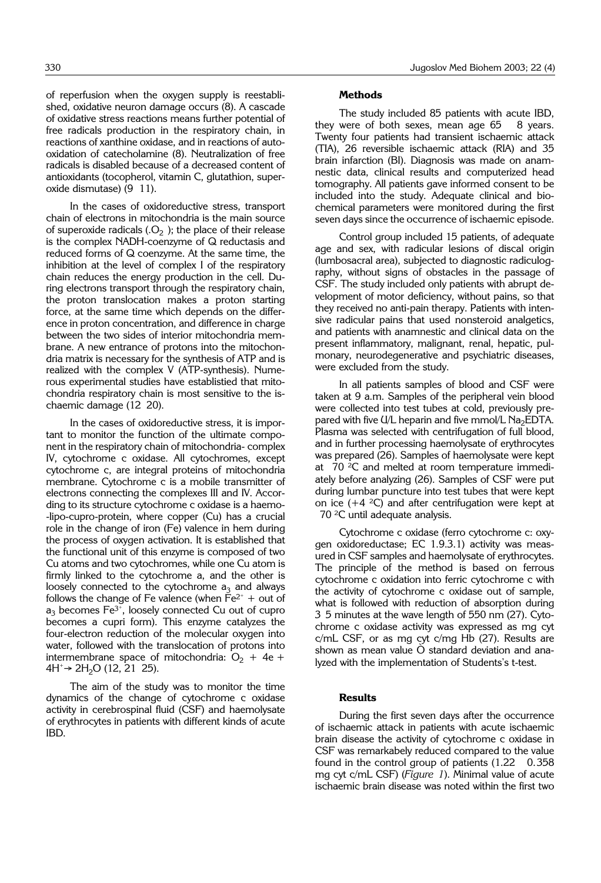of reperfusion when the oxygen supply is reestablished, oxidative neuron damage occurs (8). A cascade of oxidative stress reactions means further potential of free radicals production in the respiratory chain, in reactions of xanthine oxidase, and in reactions of autooxidation of catecholamine (8). Neutralization of free radicals is disabled because of a decreased content of antioxidants (tocopherol, vitamin C, glutathion, superoxide dismutase) (9 11).

In the cases of oxidoreductive stress, transport chain of electrons in mitochondria is the main source of superoxide radicals ($.O_2$ ); the place of their release is the complex NADH-coenzyme of Q reductasis and reduced forms of Q coenzyme. At the same time, the inhibition at the level of complex I of the respiratory chain reduces the energy production in the cell. During electrons transport through the respiratory chain, the proton translocation makes a proton starting force, at the same time which depends on the difference in proton concentration, and difference in charge between the two sides of interior mitochondria membrane. A new entrance of protons into the mitochondria matrix is necessary for the synthesis of ATP and is realized with the complex V (ATP-synthesis). Numerous experimental studies have establistied that mitochondria respiratory chain is most sensitive to the ischaemic damage (12 20).

In the cases of oxidoreductive stress, it is important to monitor the function of the ultimate component in the respiratory chain of mitochondria- complex IV, cytochrome c oxidase. All cytochromes, except cytochrome c, are integral proteins of mitochondria membrane. Cytochrome c is a mobile transmitter of electrons connecting the complexes III and IV. According to its structure cytochrome c oxidase is a haemo-lipo-cupro-protein, where copper (Cu) has a crucial role in the change of iron (Fe) valence in hem during the process of oxygen activation. It is established that the functional unit of this enzyme is composed of two Cu atoms and two cytochromes, while one Cu atom is firmly linked to the cytochrome a, and the other is loosely connected to the cytochrome $a_3$ and always follows the change of Fe valence (when $Fe^{2+}$ + out of $a_3$ becomes $Fe^{3+}$, loosely connected Cu out of cupro becomes a cupri form). This enzyme catalyzes the four-electron reduction of the molecular oxygen into water, followed with the translocation of protons into intermembrane space of mitochondria: $O_2 + 4e + 4H^+ \rightarrow 2H_2O$ (12, 21 25).

The aim of the study was to monitor the time dynamics of the change of cytochrome c oxidase activity in cerebrospinal fluid (CSF) and haemolysate of erythrocytes in patients with different kinds of acute IBD.

**Methods**

The study included 85 patients with acute IBD, they were of both sexes, mean age 65 8 years. Twenty four patients had transient ischaemic attack (TIA), 26 reversible ischaemic attack (RIA) and 35 brain infarction (BI). Diagnosis was made on anamnestic data, clinical results and computerized head tomography. All patients gave informed consent to be included into the study. Adequate clinical and biochemical parameters were monitored during the first seven days since the occurrence of ischaemic episode.

Control group included 15 patients, of adequate age and sex, with radicular lesions of discal origin (lumbosacral area), subjected to diagnostic radiculography, without signs of obstacles in the passage of CSF. The study included only patients with abrupt development of motor deficiency, without pains, so that they received no anti-pain therapy. Patients with intensive radicular pains that used nonsteroid analgetics, and patients with anamnestic and clinical data on the present inflammatory, malignant, renal, hepatic, pulmonary, neurodegenerative and psychiatric diseases, were excluded from the study.

In all patients samples of blood and CSF were taken at 9 a.m. Samples of the peripheral vein blood were collected into test tubes at cold, previously prepared with five U/L heparin and five mmol/L $Na_2$EDTA. Plasma was selected with centrifugation of full blood, and in further processing haemolysate of erythrocytes was prepared (26). Samples of haemolysate were kept at 70 °C and melted at room temperature immediately before analyzing (26). Samples of CSF were put during lumbar puncture into test tubes that were kept on ice (+4 °C) and after centrifugation were kept at 70 °C until adequate analysis.

Cytochrome c oxidase (ferro cytochrome c: oxygen oxidoreductase; EC 1.9.3.1) activity was measured in CSF samples and haemolysate of erythrocytes. The principle of the method is based on ferrous cytochrome c oxidation into ferric cytochrome c with the activity of cytochrome c oxidase out of sample, what is followed with reduction of absorption during 3 5 minutes at the wave length of 550 nm (27). Cytochrome c oxidase activity was expressed as mg cyt c/mL CSF, or as mg cyt c/mg Hb (27). Results are shown as mean value Ó standard deviation and analyzed with the implementation of Students's t-test.

**Results**

During the first seven days after the occurrence of ischaemic attack in patients with acute ischaemic brain disease the activity of cytochrome c oxidase in CSF was remarkabely reduced compared to the value found in the control group of patients (1.22 0.358 mg cyt c/mL CSF) (*Figure 1*). Minimal value of acute ischaemic brain disease was noted within the first two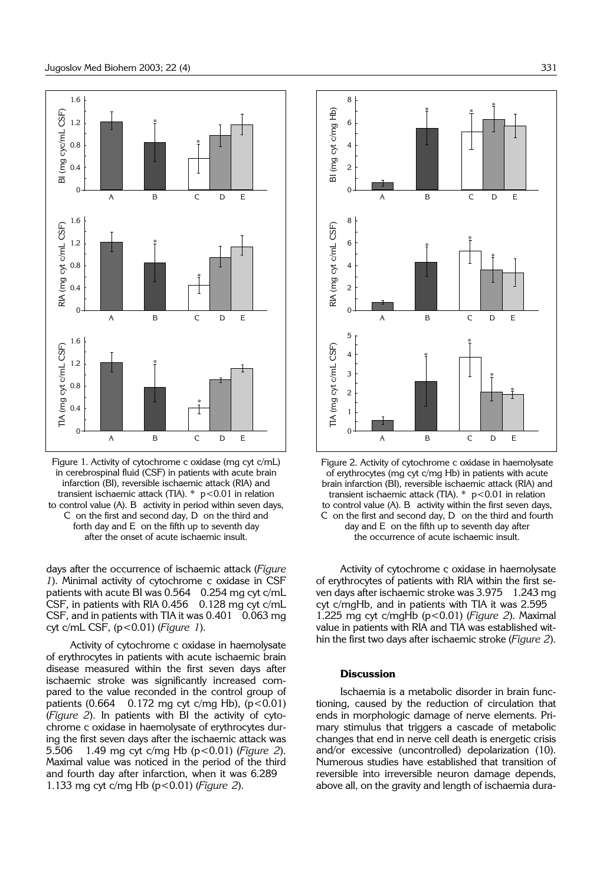Figure 1. Activity of cytochrome c oxidase (mg cyt c/mL) in cerebrospinal fluid (CSF) in patients with acute brain infarction (BI), reversible ischaemic attack (RIA) and transient ischaemic attack (TIA). * $p<0.01$ in relation to control value (A). B activity in period within seven days, C on the first and second day, D on the third and forth day and E on the fifth up to seventh day after the onset of acute ischaemic insult.

Figure 2. Activity of cytochrome c oxidase in haemolysate of erythrocytes (mg cyt c/mg Hb) in patients with acute brain infarction (BI), reversible ischaemic attack (RIA) and transient ischaemic attack (TIA). * $p<0.01$ in relation to control value (A). B activity within the first seven days, C on the first and second day, D on the third and fourth day and E on the fifth up to seventh day after the occurrence of acute ischaemic insult.

days after the occurrence of ischaemic attack (*Figure 1*). Minimal activity of cytochrome c oxidase in CSF patients with acute BI was 0.564 0.254 mg cyt c/mL CSF, in patients with RIA 0.456 0.128 mg cyt c/mL CSF, and in patients with TIA it was 0.401 0.063 mg cyt c/mL CSF, ($p<0.01$) (*Figure 1*).

Activity of cytochrome c oxidase in haemolysate of erythrocytes in patients with acute ischaemic brain disease measured within the first seven days after ischaemic stroke was significantly increased compared to the value reconded in the control group of patients (0.664 0.172 mg cyt c/mg Hb), ($p<0.01$) (*Figure 2*). In patients with BI the activity of cytochrome c oxidase in haemolysate of erythrocytes during the first seven days after the ischaemic attack was 5.506 1.49 mg cyt c/mg Hb ($p<0.01$) (*Figure 2*). Maximal value was noticed in the period of the third and fourth day after infarction, when it was 6.289 1.133 mg cyt c/mg Hb ($p<0.01$) (*Figure 2*).

Activity of cytochrome c oxidase in haemolysate of erythrocytes of patients with RIA within the first seven days after ischaemic stroke was 3.975 1.243 mg cyt c/mgHb, and in patients with TIA it was 2.595 1.225 mg cyt c/mgHb ($p<0.01$) (*Figure 2*). Maximal value in patients with RIA and TIA was established within the first two days after ischaemic stroke (*Figure 2*).

## Discussion

Ischaemia is a metabolic disorder in brain functioning, caused by the reduction of circulation that ends in morphologic damage of nerve elements. Primary stimulus that triggers a cascade of metabolic changes that end in nerve cell death is energetic crisis and/or excessive (uncontrolled) depolarization (10). Numerous studies have established that transition of reversible into irreversible neuron damage depends, above all, on the gravity and length of ischaemia dura-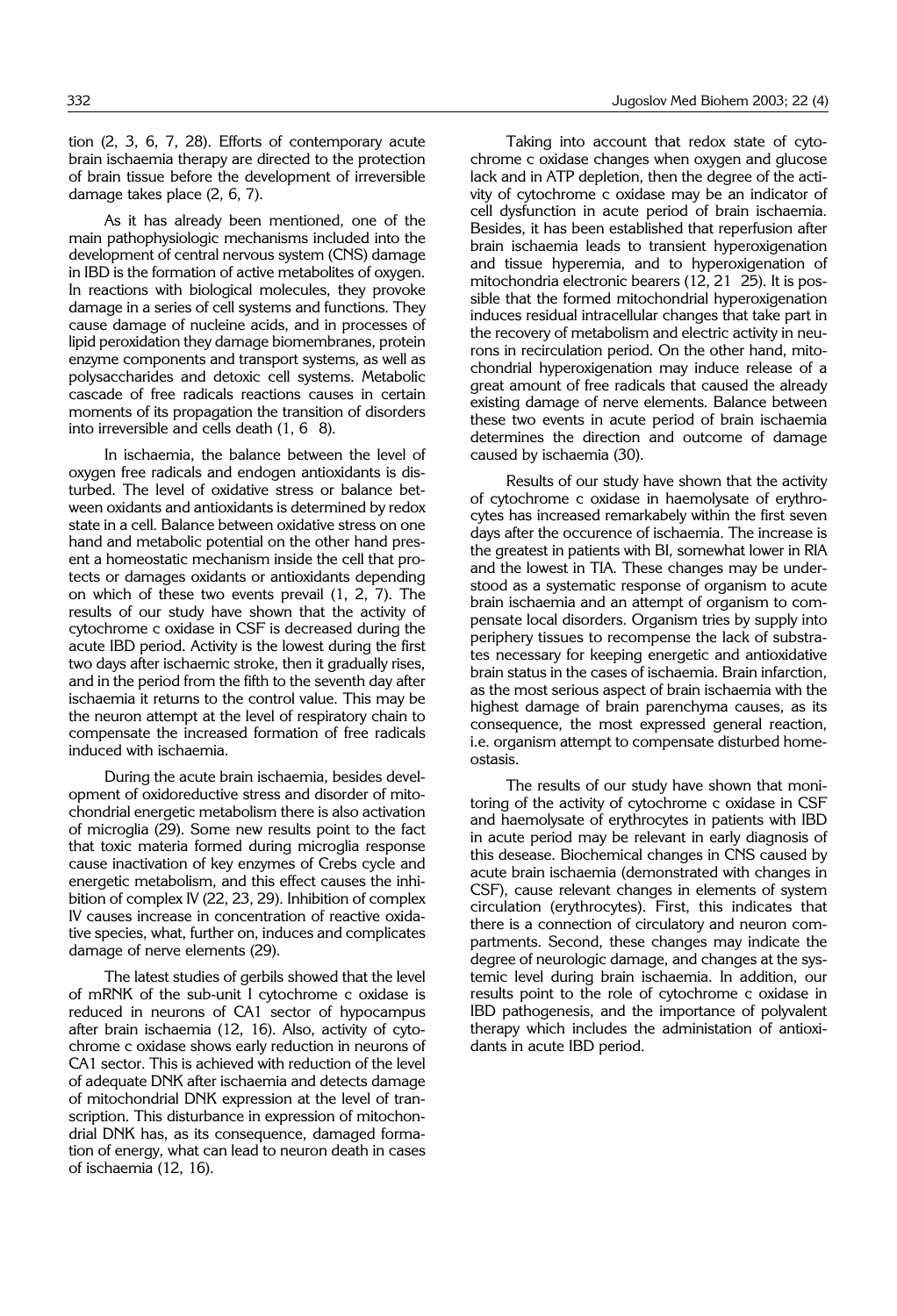tion (2, 3, 6, 7, 28). Efforts of contemporary acute brain ischaemia therapy are directed to the protection of brain tissue before the development of irreversible damage takes place (2, 6, 7).

As it has already been mentioned, one of the main pathophysiologic mechanisms included into the development of central nervous system (CNS) damage in IBD is the formation of active metabolites of oxygen. In reactions with biological molecules, they provoke damage in a series of cell systems and functions. They cause damage of nucleine acids, and in processes of lipid peroxidation they damage biomembranes, protein enzyme components and transport systems, as well as polysaccharides and detoxic cell systems. Metabolic cascade of free radicals reactions causes in certain moments of its propagation the transition of disorders into irreversible and cells death (1, 6 8).

In ischaemia, the balance between the level of oxygen free radicals and endogen antioxidants is disturbed. The level of oxidative stress or balance between oxidants and antioxidants is determined by redox state in a cell. Balance between oxidative stress on one hand and metabolic potential on the other hand present a homeostatic mechanism inside the cell that protects or damages oxidants or antioxidants depending on which of these two events prevail (1, 2, 7). The results of our study have shown that the activity of cytochrome c oxidase in CSF is decreased during the acute IBD period. Activity is the lowest during the first two days after ischaemic stroke, then it gradually rises, and in the period from the fifth to the seventh day after ischaemia it returns to the control value. This may be the neuron attempt at the level of respiratory chain to compensate the increased formation of free radicals induced with ischaemia.

During the acute brain ischaemia, besides development of oxidoreductive stress and disorder of mitochondrial energetic metabolism there is also activation of microglia (29). Some new results point to the fact that toxic materia formed during microglia response cause inactivation of key enzymes of Crebs cycle and energetic metabolism, and this effect causes the inhibition of complex IV (22, 23, 29). Inhibition of complex IV causes increase in concentration of reactive oxidative species, what, further on, induces and complicates damage of nerve elements (29).

The latest studies of gerbils showed that the level of mRNK of the sub-unit I cytochrome c oxidase is reduced in neurons of CA1 sector of hypocampus after brain ischaemia (12, 16). Also, activity of cytochrome c oxidase shows early reduction in neurons of CA1 sector. This is achieved with reduction of the level of adequate DNK after ischaemia and detects damage of mitochondrial DNK expression at the level of transcription. This disturbance in expression of mitochondrial DNK has, as its consequence, damaged formation of energy, what can lead to neuron death in cases of ischaemia (12, 16).

Taking into account that redox state of cytochrome c oxidase changes when oxygen and glucose lack and in ATP depletion, then the degree of the activity of cytochrome c oxidase may be an indicator of cell dysfunction in acute period of brain ischaemia. Besides, it has been established that reperfusion after brain ischaemia leads to transient hyperoxigenation and tissue hyperemia, and to hyperoxigenation of mitochondria electronic bearers (12, 21 25). It is possible that the formed mitochondrial hyperoxigenation induces residual intracellular changes that take part in the recovery of metabolism and electric activity in neurons in recirculation period. On the other hand, mitochondrial hyperoxigenation may induce release of a great amount of free radicals that caused the already existing damage of nerve elements. Balance between these two events in acute period of brain ischaemia determines the direction and outcome of damage caused by ischaemia (30).

Results of our study have shown that the activity of cytochrome c oxidase in haemolysate of erythrocytes has increased remarkabely within the first seven days after the occurence of ischaemia. The increase is the greatest in patients with BI, somewhat lower in RIA and the lowest in TIA. These changes may be understood as a systematic response of organism to acute brain ischaemia and an attempt of organism to compensate local disorders. Organism tries by supply into periphery tissues to recompense the lack of substrates necessary for keeping energetic and antioxidative brain status in the cases of ischaemia. Brain infarction, as the most serious aspect of brain ischaemia with the highest damage of brain parenchyma causes, as its consequence, the most expressed general reaction, i.e. organism attempt to compensate disturbed homeostasis.

The results of our study have shown that monitoring of the activity of cytochrome c oxidase in CSF and haemolysate of erythrocytes in patients with IBD in acute period may be relevant in early diagnosis of this desease. Biochemical changes in CNS caused by acute brain ischaemia (demonstrated with changes in CSF), cause relevant changes in elements of system circulation (erythrocytes). First, this indicates that there is a connection of circulatory and neuron compartments. Second, these changes may indicate the degree of neurologic damage, and changes at the systemic level during brain ischaemia. In addition, our results point to the role of cytochrome c oxidase in IBD pathogenesis, and the importance of polyvalent therapy which includes the administation of antioxidants in acute IBD period.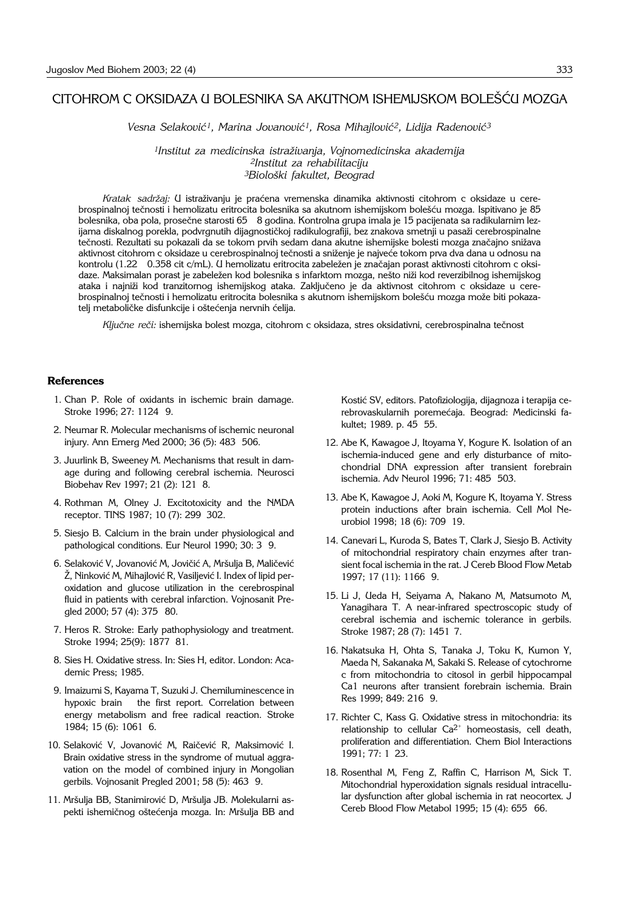# CITOHROM C OKSIDAZA U BOLESNIKA SA AKUTNOM ISHEMIJSKOM BOLEŠĆU MOZGA

*Vesna Selaković[1], Marina Jovanović[1], Rosa Mihajlović[2], Lidija Radenović[3]*

*[1]Institut za medicinska istraživanja, Vojnomedicinska akademija*
*[2]Institut za rehabilitaciju*
*[3]Biološki fakultet, Beograd*

*Kratak sadržaj:* U istraživanju je praćena vremenska dinamika aktivnosti citohrom c oksidaze u cerebrospinalnoj tečnosti i hemolizatu eritrocita bolesnika sa akutnom ishemijskom bolešću mozga. Ispitivano je 85 bolesnika, oba pola, prosečne starosti 65 8 godina. Kontrolna grupa imala je 15 pacijenata sa radikularnim lezijama diskalnog porekla, podvrgnutih dijagnostičkoj radikulografiji, bez znakova smetnji u pasaži cerebrospinalne tečnosti. Rezultati su pokazali da se tokom prvih sedam dana akutne ishemijske bolesti mozga značajno snižava aktivnost citohrom c oksidaze u cerebrospinalnoj tečnosti a sniženje je najveće tokom prva dva dana u odnosu na kontrolu (1.22 0.358 cit c/mL). U hemolizatu eritrocita zabeležen je značajan porast aktivnosti citohrom c oksidaze. Maksimalan porast je zabeležen kod bolesnika s infarktom mozga, nešto niži kod reverzibilnog ishemijskog ataka i najniži kod tranzitornog ishemijskog ataka. Zaključeno je da aktivnost citohrom c oksidaze u cerebrospinalnoj tečnosti i hemolizatu eritrocita bolesnika s akutnom ishemijskom bolešću mozga može biti pokazatelj metaboličke disfunkcije i oštećenja nervnih ćelija.

*Ključne reči:* ishemijska bolest mozga, citohrom c oksidaza, stres oksidativni, cerebrospinalna tečnost

## References

1. Chan P. Role of oxidants in ischemic brain damage. Stroke 1996; 27: 1124 9.
2. Neumar R. Molecular mechanisms of ischemic neuronal injury. Ann Emerg Med 2000; 36 (5): 483 506.
3. Juurlink B, Sweeney M. Mechanisms that result in damage during and following cerebral ischemia. Neurosci Biobehav Rev 1997; 21 (2): 121 8.
4. Rothman M, Olney J. Excitotoxicity and the NMDA receptor. TINS 1987; 10 (7): 299 302.
5. Siesjo B. Calcium in the brain under physiological and pathological conditions. Eur Neurol 1990; 30: 3 9.
6. Selaković V, Jovanović M, Jovičić A, Mršulja B, Maličević Ž, Ninković M, Mihajlović R, Vasiljević I. Index of lipid peroxidation and glucose utilization in the cerebrospinal fluid in patients with cerebral infarction. Vojnosanit Pregled 2000; 57 (4): 375 80.
7. Heros R. Stroke: Early pathophysiology and treatment. Stroke 1994; 25(9): 1877 81.
8. Sies H. Oxidative stress. In: Sies H, editor. London: Academic Press; 1985.
9. Imaizumi S, Kayama T, Suzuki J. Chemiluminescence in hypoxic brain the first report. Correlation between energy metabolism and free radical reaction. Stroke 1984; 15 (6): 1061 6.
10. Selaković V, Jovanović M, Raičević R, Maksimović I. Brain oxidative stress in the syndrome of mutual aggravation on the model of combined injury in Mongolian gerbils. Vojnosanit Pregled 2001; 58 (5): 463 9.
11. Mršulja BB, Stanimirović D, Mršulja JB. Molekularni aspekti ishemičnog oštećenja mozga. In: Mršulja BB and Kostić SV, editors. Patofiziologija, dijagnoza i terapija cerebrovaskularnih poremećaja. Beograd: Medicinski fakultet; 1989. p. 45 55.
12. Abe K, Kawagoe J, Itoyama Y, Kogure K. Isolation of an ischemia-induced gene and erly disturbance of mitochondrial DNA expression after transient forebrain ischemia. Adv Neurol 1996; 71: 485 503.
13. Abe K, Kawagoe J, Aoki M, Kogure K, Itoyama Y. Stress protein inductions after brain ischemia. Cell Mol Neurobiol 1998; 18 (6): 709 19.
14. Canevari L, Kuroda S, Bates T, Clark J, Siesjo B. Activity of mitochondrial respiratory chain enzymes after transient focal ischemia in the rat. J Cereb Blood Flow Metab 1997; 17 (11): 1166 9.
15. Li J, Ueda H, Seiyama A, Nakano M, Matsumoto M, Yanagihara T. A near-infrared spectroscopic study of cerebral ischemia and ischemic tolerance in gerbils. Stroke 1987; 28 (7): 1451 7.
16. Nakatsuka H, Ohta S, Tanaka J, Toku K, Kumon Y, Maeda N, Sakanaka M, Sakaki S. Release of cytochrome c from mitochondria to citosol in gerbil hippocampal Ca1 neurons after transient forebrain ischemia. Brain Res 1999; 849: 216 9.
17. Richter C, Kass G. Oxidative stress in mitochondria: its relationship to cellular $Ca^{2+}$ homeostasis, cell death, proliferation and differentiation. Chem Biol Interactions 1991; 77: 1 23.
18. Rosenthal M, Feng Z, Raffin C, Harrison M, Sick T. Mitochondrial hyperoxidation signals residual intracellular dysfunction after global ischemia in rat neocortex. J Cereb Blood Flow Metabol 1995; 15 (4): 655 66.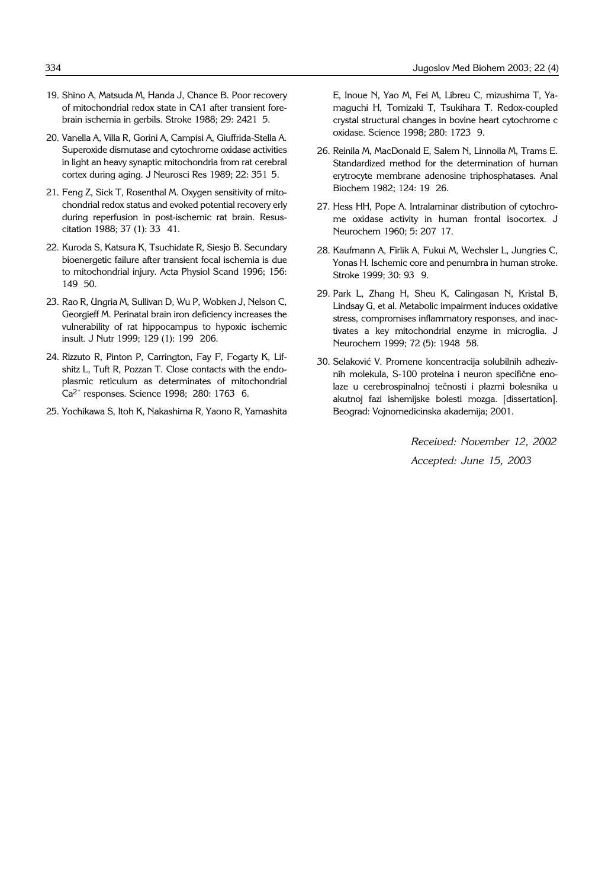19. Shino A, Matsuda M, Handa J, Chance B. Poor recovery of mitochondrial redox state in CA1 after transient forebrain ischemia in gerbils. Stroke 1988; 29: 2421 5.

20. Vanella A, Villa R, Gorini A, Campisi A, Giuffrida-Stella A. Superoxide dismutase and cytochrome oxidase activities in light an heavy synaptic mitochondria from rat cerebral cortex during aging. J Neurosci Res 1989; 22: 351 5.

21. Feng Z, Sick T, Rosenthal M. Oxygen sensitivity of mitochondrial redox status and evoked potential recovery erly during reperfusion in post-ischemic rat brain. Resuscitation 1988; 37 (1): 33 41.

22. Kuroda S, Katsura K, Tsuchidate R, Siesjo B. Secundary bioenergetic failure after transient focal ischemia is due to mitochondrial injury. Acta Physiol Scand 1996; 156: 149 50.

23. Rao R, Ungria M, Sullivan D, Wu P, Wobken J, Nelson C, Georgieff M. Perinatal brain iron deficiency increases the vulnerability of rat hippocampus to hypoxic ischemic insult. J Nutr 1999; 129 (1): 199 206.

24. Rizzuto R, Pinton P, Carrington, Fay F, Fogarty K, Lifshitz L, Tuft R, Pozzan T. Close contacts with the endoplasmic reticulum as determinates of mitochondrial $Ca^{2+}$ responses. Science 1998; 280: 1763 6.

25. Yochikawa S, Itoh K, Nakashima R, Yaono R, Yamashita E, Inoue N, Yao M, Fei M, Libreu C, mizushima T, Yamaguchi H, Tomizaki T, Tsukihara T. Redox-coupled crystal structural changes in bovine heart cytochrome c oxidase. Science 1998; 280: 1723 9.

26. Reinila M, MacDonald E, Salem N, Linnoila M, Trams E. Standardized method for the determination of human erytrocyte membrane adenosine triphosphatases. Anal Biochem 1982; 124: 19 26.

27. Hess HH, Pope A. Intralaminar distribution of cytochrome oxidase activity in human frontal isocortex. J Neurochem 1960; 5: 207 17.

28. Kaufmann A, Firlik A, Fukui M, Wechsler L, Jungries C, Yonas H. Ischemic core and penumbra in human stroke. Stroke 1999; 30: 93 9.

29. Park L, Zhang H, Sheu K, Calingasan N, Kristal B, Lindsay G, et al. Metabolic impairment induces oxidative stress, compromises inflammatory responses, and inactivates a key mitochondrial enzyme in microglia. J Neurochem 1999; 72 (5): 1948 58.

30. Selaković V. Promene koncentracija solubilnih adhezivnih molekula, S-100 proteina i neuron specifične enolaze u cerebrospinalnoj tečnosti i plazmi bolesnika u akutnoj fazi ishemijske bolesti mozga. [dissertation]. Beograd: Vojnomedicinska akademija; 2001.

*Received: November 12, 2002*

*Accepted: June 15, 2003*